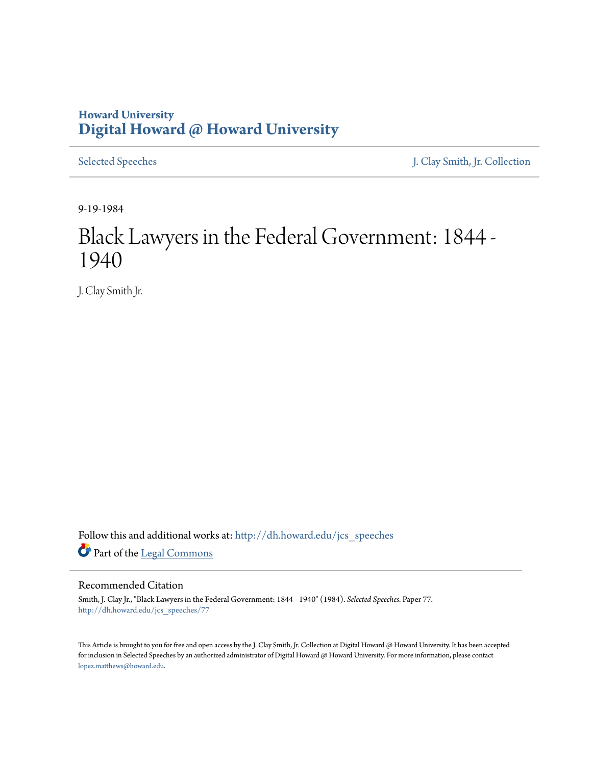Howard University
**Digital Howard @ Howard University**

Selected Speeches | J. Clay Smith, Jr. Collection

9-19-1984

# Black Lawyers in the Federal Government: 1844 - 1940

J. Clay Smith Jr.

Follow this and additional works at: http://dh.howard.edu/jcs_speeches

Part of the Legal Commons

## Recommended Citation

Smith, J. Clay Jr., "Black Lawyers in the Federal Government: 1844 - 1940" (1984). *Selected Speeches.* Paper 77.
http://dh.howard.edu/jcs_speeches/77

This Article is brought to you for free and open access by the J. Clay Smith, Jr. Collection at Digital Howard @ Howard University. It has been accepted for inclusion in Selected Speeches by an authorized administrator of Digital Howard @ Howard University. For more information, please contact lopez.matthews@howard.edu.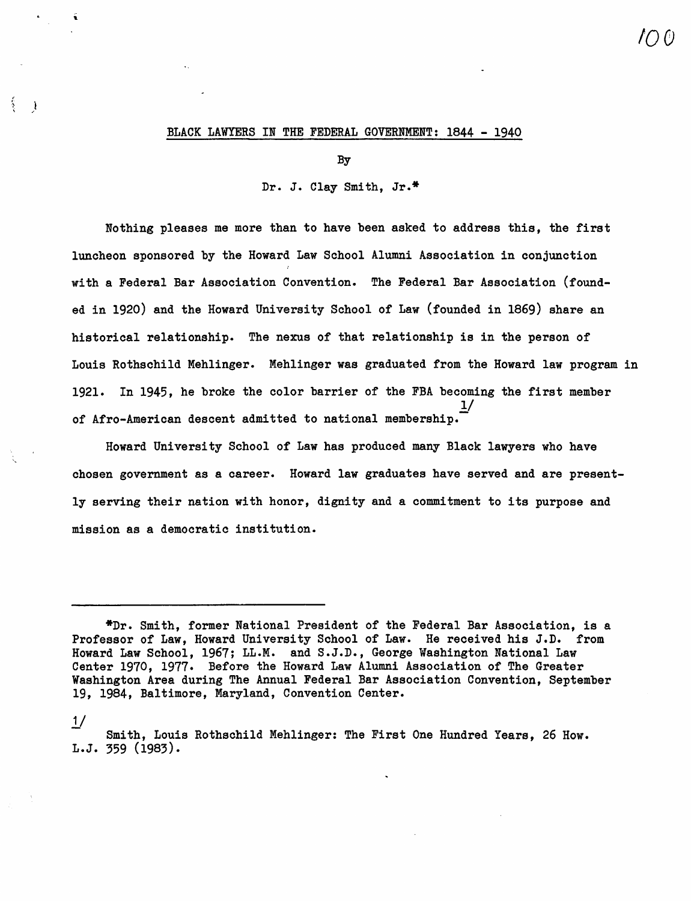# BLACK LAWYERS IN THE FEDERAL GOVERNMENT: 1844 - 1940

By

Dr. J. Clay Smith, Jr.*

Nothing pleases me more than to have been asked to address this, the first luncheon sponsored by the Howard Law School Alumni Association in conjunction with a Federal Bar Association Convention. The Federal Bar Association (founded in 1920) and the Howard University School of Law (founded in 1869) share an historical relationship. The nexus of that relationship is in the person of Louis Rothschild Mehlinger. Mehlinger was graduated from the Howard law program in 1921. In 1945, he broke the color barrier of the FBA becoming the first member of Afro-American descent admitted to national membership.[1]

Howard University School of Law has produced many Black lawyers who have chosen government as a career. Howard law graduates have served and are presently serving their nation with honor, dignity and a commitment to its purpose and mission as a democratic institution.

---

*Dr. Smith, former National President of the Federal Bar Association, is a Professor of Law, Howard University School of Law. He received his J.D. from Howard Law School, 1967; LL.M. and S.J.D., George Washington National Law Center 1970, 1977. Before the Howard Law Alumni Association of The Greater Washington Area during The Annual Federal Bar Association Convention, September 19, 1984, Baltimore, Maryland, Convention Center.

[1] Smith, Louis Rothschild Mehlinger: The First One Hundred Years, 26 How. L.J. 359 (1983).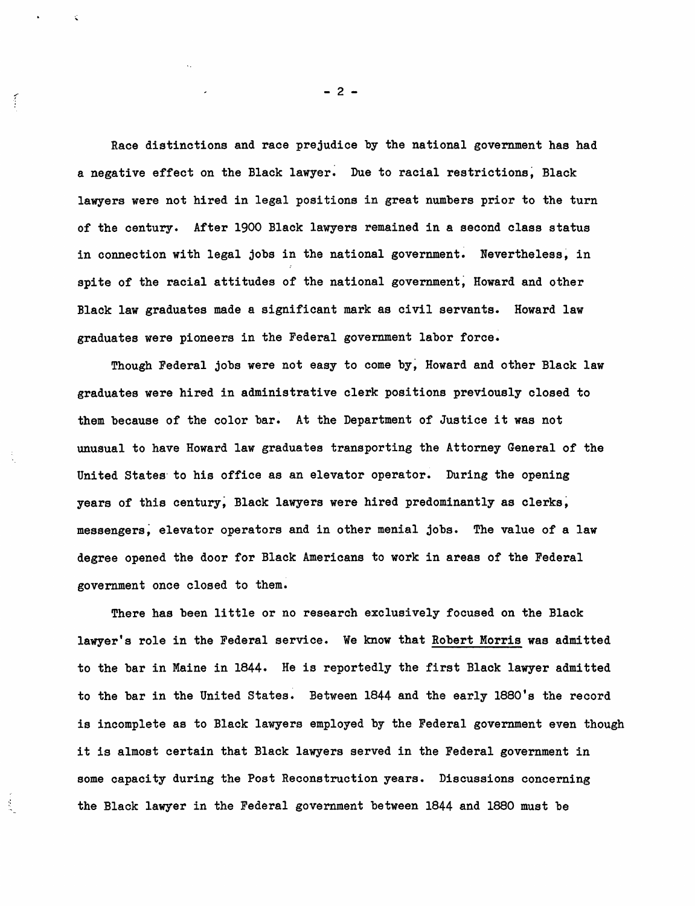Race distinctions and race prejudice by the national government has had a negative effect on the Black lawyer. Due to racial restrictions, Black lawyers were not hired in legal positions in great numbers prior to the turn of the century. After 1900 Black lawyers remained in a second class status in connection with legal jobs in the national government. Nevertheless, in spite of the racial attitudes of the national government, Howard and other Black law graduates made a significant mark as civil servants. Howard law graduates were pioneers in the Federal government labor force.

Though Federal jobs were not easy to come by, Howard and other Black law graduates were hired in administrative clerk positions previously closed to them because of the color bar. At the Department of Justice it was not unusual to have Howard law graduates transporting the Attorney General of the United States to his office as an elevator operator. During the opening years of this century, Black lawyers were hired predominantly as clerks, messengers, elevator operators and in other menial jobs. The value of a law degree opened the door for Black Americans to work in areas of the Federal government once closed to them.

There has been little or no research exclusively focused on the Black lawyer's role in the Federal service. We know that Robert Morris was admitted to the bar in Maine in 1844. He is reportedly the first Black lawyer admitted to the bar in the United States. Between 1844 and the early 1880's the record is incomplete as to Black lawyers employed by the Federal government even though it is almost certain that Black lawyers served in the Federal government in some capacity during the Post Reconstruction years. Discussions concerning the Black lawyer in the Federal government between 1844 and 1880 must be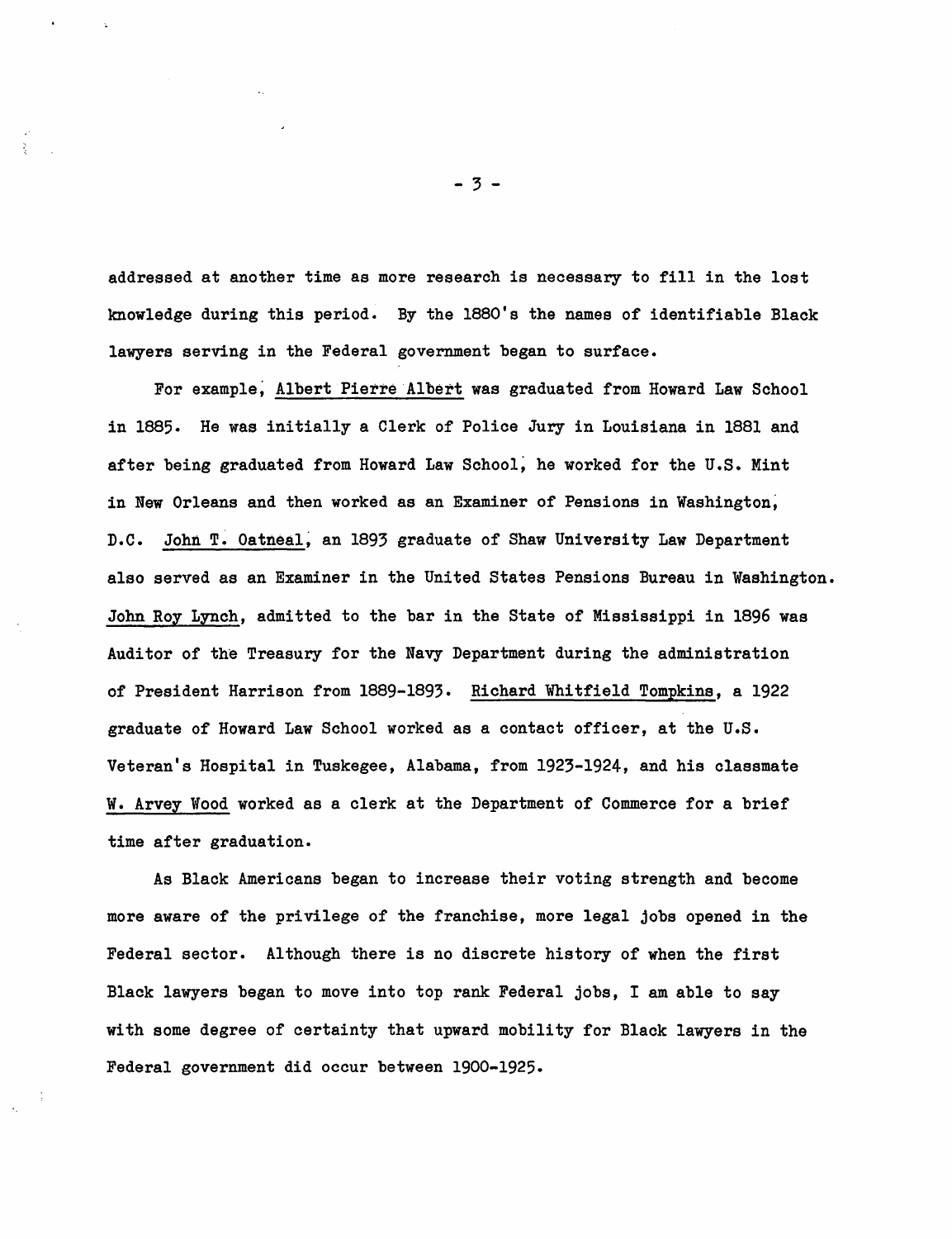addressed at another time as more research is necessary to fill in the lost knowledge during this period. By the 1880's the names of identifiable Black lawyers serving in the Federal government began to surface.

For example, <u>Albert Pierre Albert</u> was graduated from Howard Law School in 1885. He was initially a Clerk of Police Jury in Louisiana in 1881 and after being graduated from Howard Law School, he worked for the U.S. Mint in New Orleans and then worked as an Examiner of Pensions in Washington, D.C. <u>John T. Oatneal</u>, an 1893 graduate of Shaw University Law Department also served as an Examiner in the United States Pensions Bureau in Washington. <u>John Roy Lynch</u>, admitted to the bar in the State of Mississippi in 1896 was Auditor of the Treasury for the Navy Department during the administration of President Harrison from 1889-1893. <u>Richard Whitfield Tompkins</u>, a 1922 graduate of Howard Law School worked as a contact officer, at the U.S. Veteran's Hospital in Tuskegee, Alabama, from 1923-1924, and his classmate <u>W. Arvey Wood</u> worked as a clerk at the Department of Commerce for a brief time after graduation.

As Black Americans began to increase their voting strength and become more aware of the privilege of the franchise, more legal jobs opened in the Federal sector. Although there is no discrete history of when the first Black lawyers began to move into top rank Federal jobs, I am able to say with some degree of certainty that upward mobility for Black lawyers in the Federal government did occur between 1900-1925.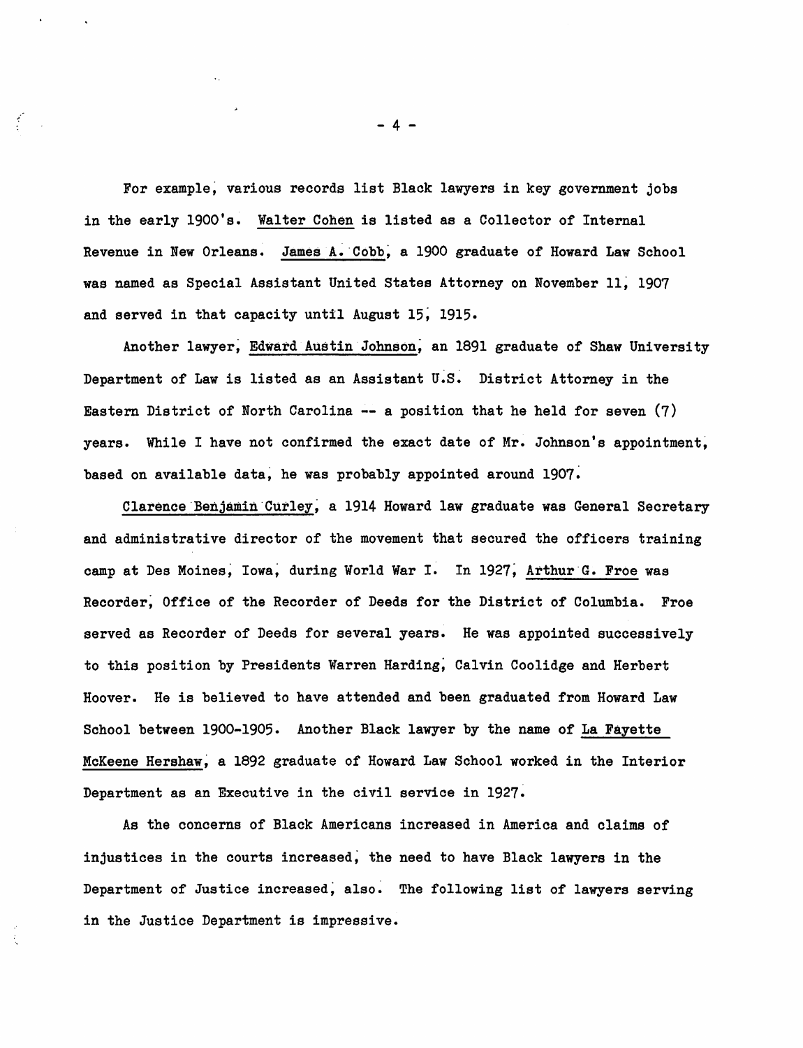For example, various records list Black lawyers in key government jobs in the early 1900's. Walter Cohen is listed as a Collector of Internal Revenue in New Orleans. James A. Cobb, a 1900 graduate of Howard Law School was named as Special Assistant United States Attorney on November 11, 1907 and served in that capacity until August 15, 1915.

Another lawyer, Edward Austin Johnson, an 1891 graduate of Shaw University Department of Law is listed as an Assistant U.S. District Attorney in the Eastern District of North Carolina -- a position that he held for seven (7) years. While I have not confirmed the exact date of Mr. Johnson's appointment, based on available data, he was probably appointed around 1907.

Clarence Benjamin Curley, a 1914 Howard law graduate was General Secretary and administrative director of the movement that secured the officers training camp at Des Moines, Iowa, during World War I. In 1927, Arthur G. Froe was Recorder, Office of the Recorder of Deeds for the District of Columbia. Froe served as Recorder of Deeds for several years. He was appointed successively to this position by Presidents Warren Harding, Calvin Coolidge and Herbert Hoover. He is believed to have attended and been graduated from Howard Law School between 1900-1905. Another Black lawyer by the name of La Fayette McKeene Hershaw, a 1892 graduate of Howard Law School worked in the Interior Department as an Executive in the civil service in 1927.

As the concerns of Black Americans increased in America and claims of injustices in the courts increased, the need to have Black lawyers in the Department of Justice increased, also. The following list of lawyers serving in the Justice Department is impressive.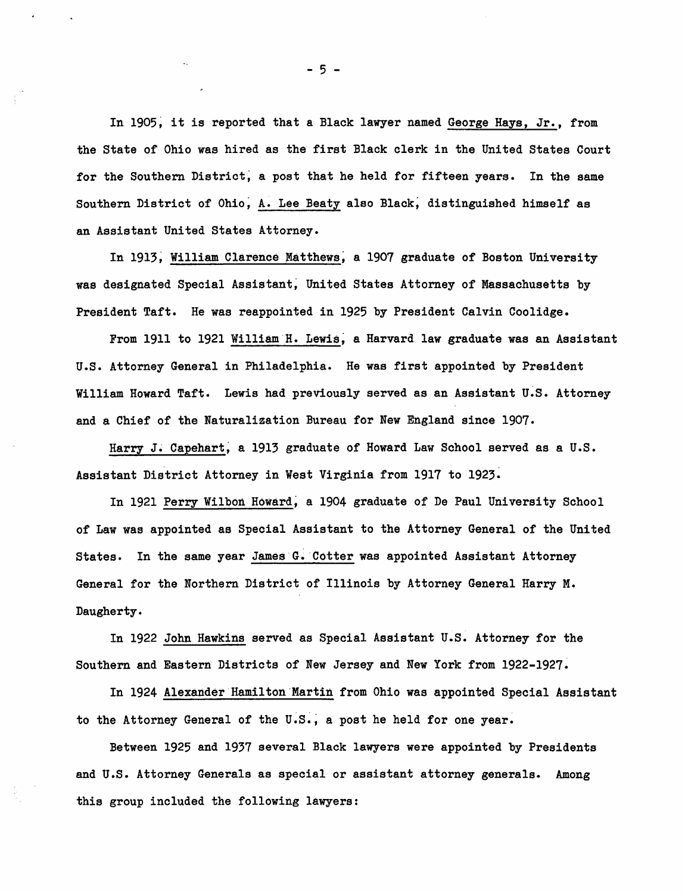In 1905, it is reported that a Black lawyer named George Hays, Jr., from the State of Ohio was hired as the first Black clerk in the United States Court for the Southern District, a post that he held for fifteen years. In the same Southern District of Ohio, A. Lee Beaty also Black, distinguished himself as an Assistant United States Attorney.

In 1913, William Clarence Matthews, a 1907 graduate of Boston University was designated Special Assistant, United States Attorney of Massachusetts by President Taft. He was reappointed in 1925 by President Calvin Coolidge.

From 1911 to 1921 William H. Lewis, a Harvard law graduate was an Assistant U.S. Attorney General in Philadelphia. He was first appointed by President William Howard Taft. Lewis had previously served as an Assistant U.S. Attorney and a Chief of the Naturalization Bureau for New England since 1907.

Harry J. Capehart, a 1913 graduate of Howard Law School served as a U.S. Assistant District Attorney in West Virginia from 1917 to 1923.

In 1921 Perry Wilbon Howard, a 1904 graduate of De Paul University School of Law was appointed as Special Assistant to the Attorney General of the United States. In the same year James G. Cotter was appointed Assistant Attorney General for the Northern District of Illinois by Attorney General Harry M. Daugherty.

In 1922 John Hawkins served as Special Assistant U.S. Attorney for the Southern and Eastern Districts of New Jersey and New York from 1922-1927.

In 1924 Alexander Hamilton Martin from Ohio was appointed Special Assistant to the Attorney General of the U.S., a post he held for one year.

Between 1925 and 1937 several Black lawyers were appointed by Presidents and U.S. Attorney Generals as special or assistant attorney generals. Among this group included the following lawyers: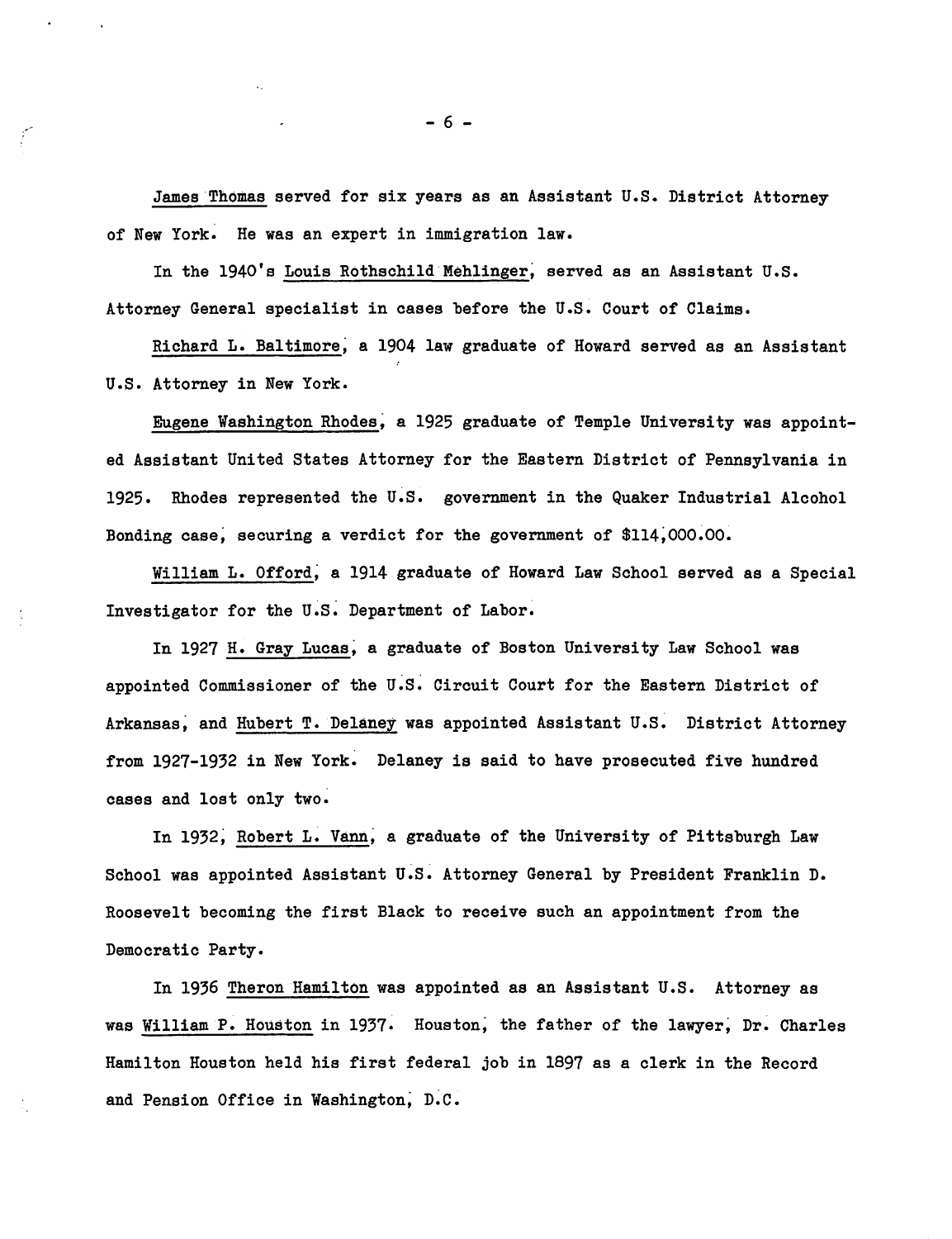James Thomas served for six years as an Assistant U.S. District Attorney of New York. He was an expert in immigration law.

In the 1940's Louis Rothschild Mehlinger, served as an Assistant U.S. Attorney General specialist in cases before the U.S. Court of Claims.

Richard L. Baltimore, a 1904 law graduate of Howard served as an Assistant U.S. Attorney in New York.

Eugene Washington Rhodes, a 1925 graduate of Temple University was appointed Assistant United States Attorney for the Eastern District of Pennsylvania in 1925. Rhodes represented the U.S. government in the Quaker Industrial Alcohol Bonding case, securing a verdict for the government of $114,000.00.

William L. Offord, a 1914 graduate of Howard Law School served as a Special Investigator for the U.S. Department of Labor.

In 1927 H. Gray Lucas, a graduate of Boston University Law School was appointed Commissioner of the U.S. Circuit Court for the Eastern District of Arkansas, and Hubert T. Delaney was appointed Assistant U.S. District Attorney from 1927-1932 in New York. Delaney is said to have prosecuted five hundred cases and lost only two.

In 1932, Robert L. Vann, a graduate of the University of Pittsburgh Law School was appointed Assistant U.S. Attorney General by President Franklin D. Roosevelt becoming the first Black to receive such an appointment from the Democratic Party.

In 1936 Theron Hamilton was appointed as an Assistant U.S. Attorney as was William P. Houston in 1937. Houston, the father of the lawyer, Dr. Charles Hamilton Houston held his first federal job in 1897 as a clerk in the Record and Pension Office in Washington, D.C.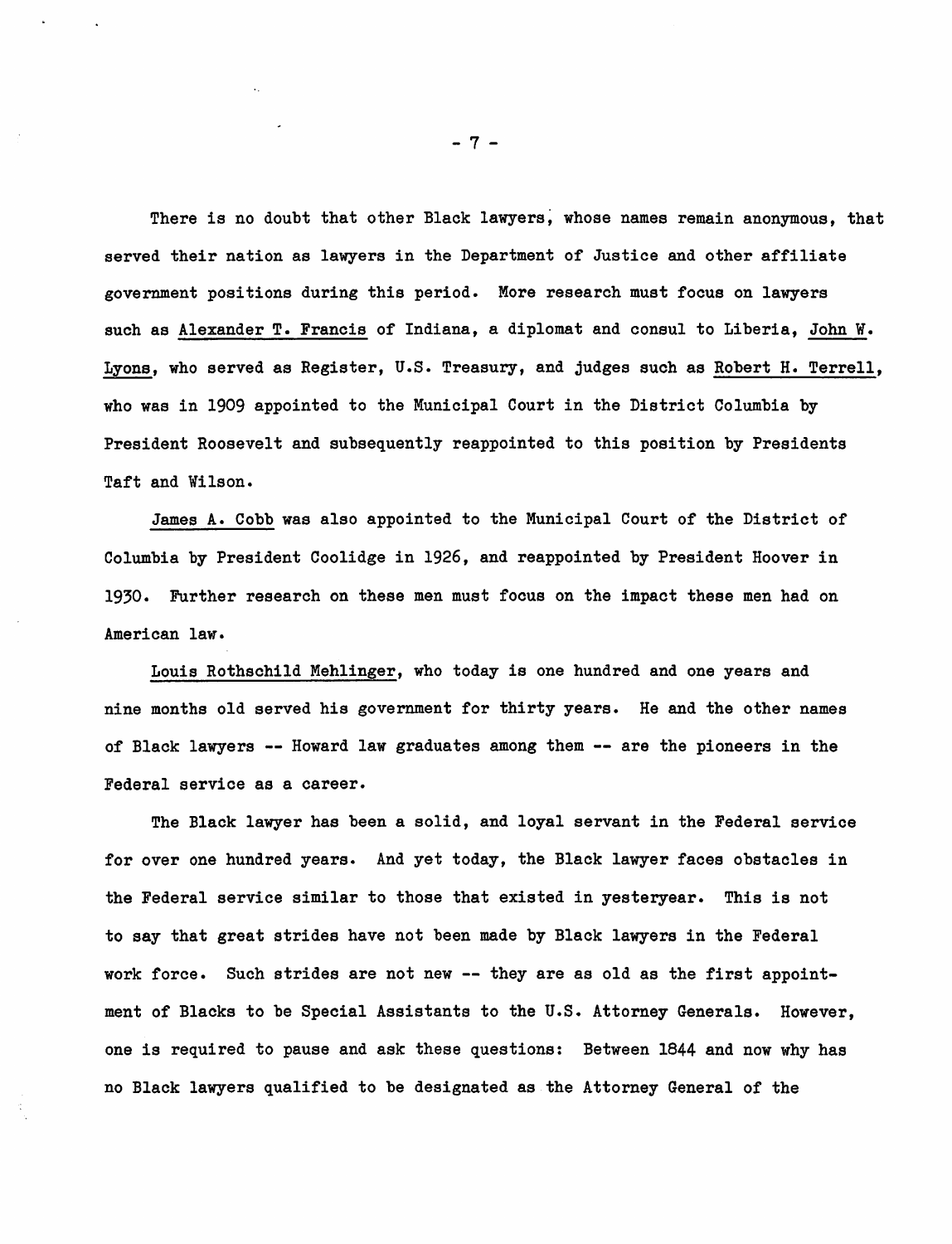There is no doubt that other Black lawyers, whose names remain anonymous, that served their nation as lawyers in the Department of Justice and other affiliate government positions during this period. More research must focus on lawyers such as Alexander T. Francis of Indiana, a diplomat and consul to Liberia, John W. Lyons, who served as Register, U.S. Treasury, and judges such as Robert H. Terrell, who was in 1909 appointed to the Municipal Court in the District Columbia by President Roosevelt and subsequently reappointed to this position by Presidents Taft and Wilson.

James A. Cobb was also appointed to the Municipal Court of the District of Columbia by President Coolidge in 1926, and reappointed by President Hoover in 1930. Further research on these men must focus on the impact these men had on American law.

Louis Rothschild Mehlinger, who today is one hundred and one years and nine months old served his government for thirty years. He and the other names of Black lawyers -- Howard law graduates among them -- are the pioneers in the Federal service as a career.

The Black lawyer has been a solid, and loyal servant in the Federal service for over one hundred years. And yet today, the Black lawyer faces obstacles in the Federal service similar to those that existed in yesteryear. This is not to say that great strides have not been made by Black lawyers in the Federal work force. Such strides are not new -- they are as old as the first appointment of Blacks to be Special Assistants to the U.S. Attorney Generals. However, one is required to pause and ask these questions: Between 1844 and now why has no Black lawyers qualified to be designated as the Attorney General of the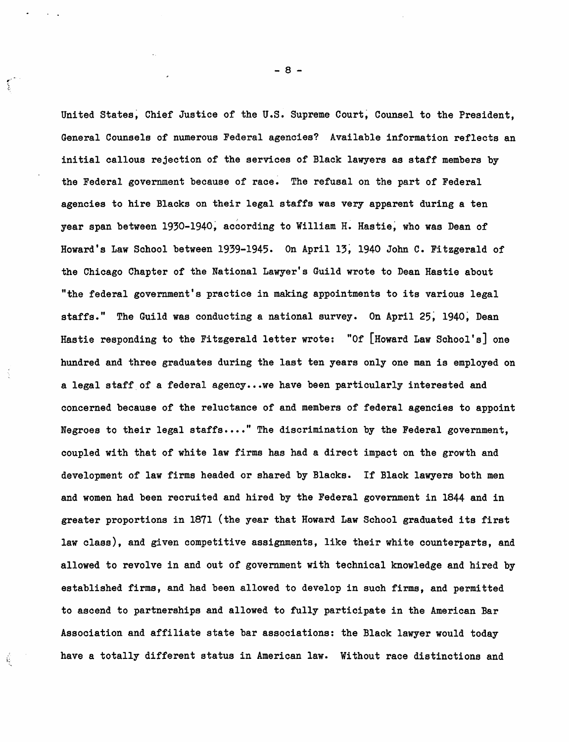United States, Chief Justice of the U.S. Supreme Court, Counsel to the President, General Counsels of numerous Federal agencies? Available information reflects an initial callous rejection of the services of Black lawyers as staff members by the Federal government because of race. The refusal on the part of Federal agencies to hire Blacks on their legal staffs was very apparent during a ten year span between 1930-1940, according to William H. Hastie, who was Dean of Howard's Law School between 1939-1945. On April 13, 1940 John C. Fitzgerald of the Chicago Chapter of the National Lawyer's Guild wrote to Dean Hastie about "the federal government's practice in making appointments to its various legal staffs." The Guild was conducting a national survey. On April 25, 1940, Dean Hastie responding to the Fitzgerald letter wrote: "Of [Howard Law School's] one hundred and three graduates during the last ten years only one man is employed on a legal staff of a federal agency...we have been particularly interested and concerned because of the reluctance of and members of federal agencies to appoint Negroes to their legal staffs...." The discrimination by the Federal government, coupled with that of white law firms has had a direct impact on the growth and development of law firms headed or shared by Blacks. If Black lawyers both men and women had been recruited and hired by the Federal government in 1844 and in greater proportions in 1871 (the year that Howard Law School graduated its first law class), and given competitive assignments, like their white counterparts, and allowed to revolve in and out of government with technical knowledge and hired by established firms, and had been allowed to develop in such firms, and permitted to ascend to partnerships and allowed to fully participate in the American Bar Association and affiliate state bar associations: the Black lawyer would today have a totally different status in American law. Without race distinctions and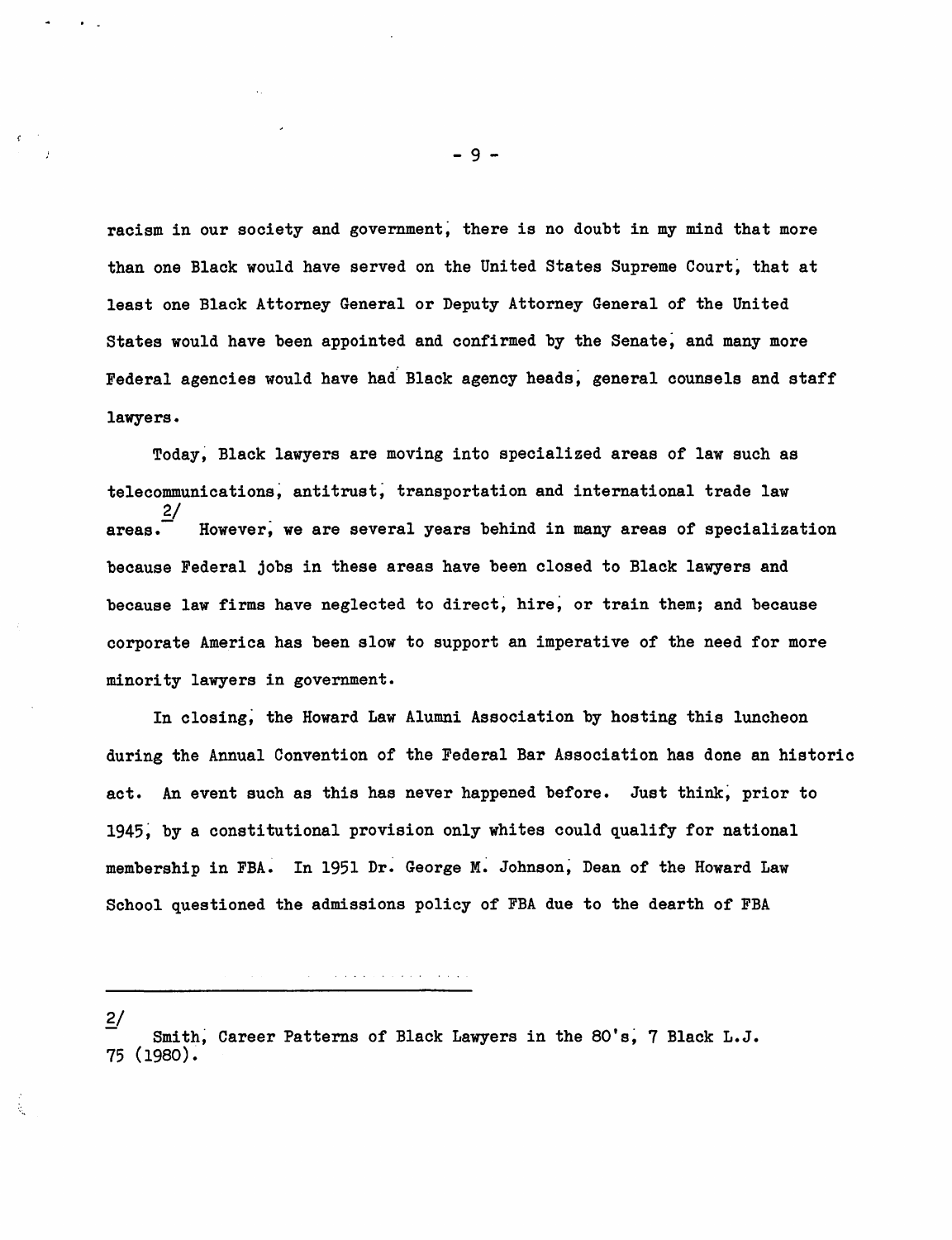racism in our society and government, there is no doubt in my mind that more than one Black would have served on the United States Supreme Court, that at least one Black Attorney General or Deputy Attorney General of the United States would have been appointed and confirmed by the Senate, and many more Federal agencies would have had Black agency heads, general counsels and staff lawyers.

Today, Black lawyers are moving into specialized areas of law such as telecommunications, antitrust, transportation and international trade law areas.[2/] However, we are several years behind in many areas of specialization because Federal jobs in these areas have been closed to Black lawyers and because law firms have neglected to direct, hire, or train them; and because corporate America has been slow to support an imperative of the need for more minority lawyers in government.

In closing, the Howard Law Alumni Association by hosting this luncheon during the Annual Convention of the Federal Bar Association has done an historic act. An event such as this has never happened before. Just think, prior to 1945, by a constitutional provision only whites could qualify for national membership in FBA. In 1951 Dr. George M. Johnson, Dean of the Howard Law School questioned the admissions policy of FBA due to the dearth of FBA

---

2/ Smith, Career Patterns of Black Lawyers in the 80's, 7 Black L.J. 75 (1980).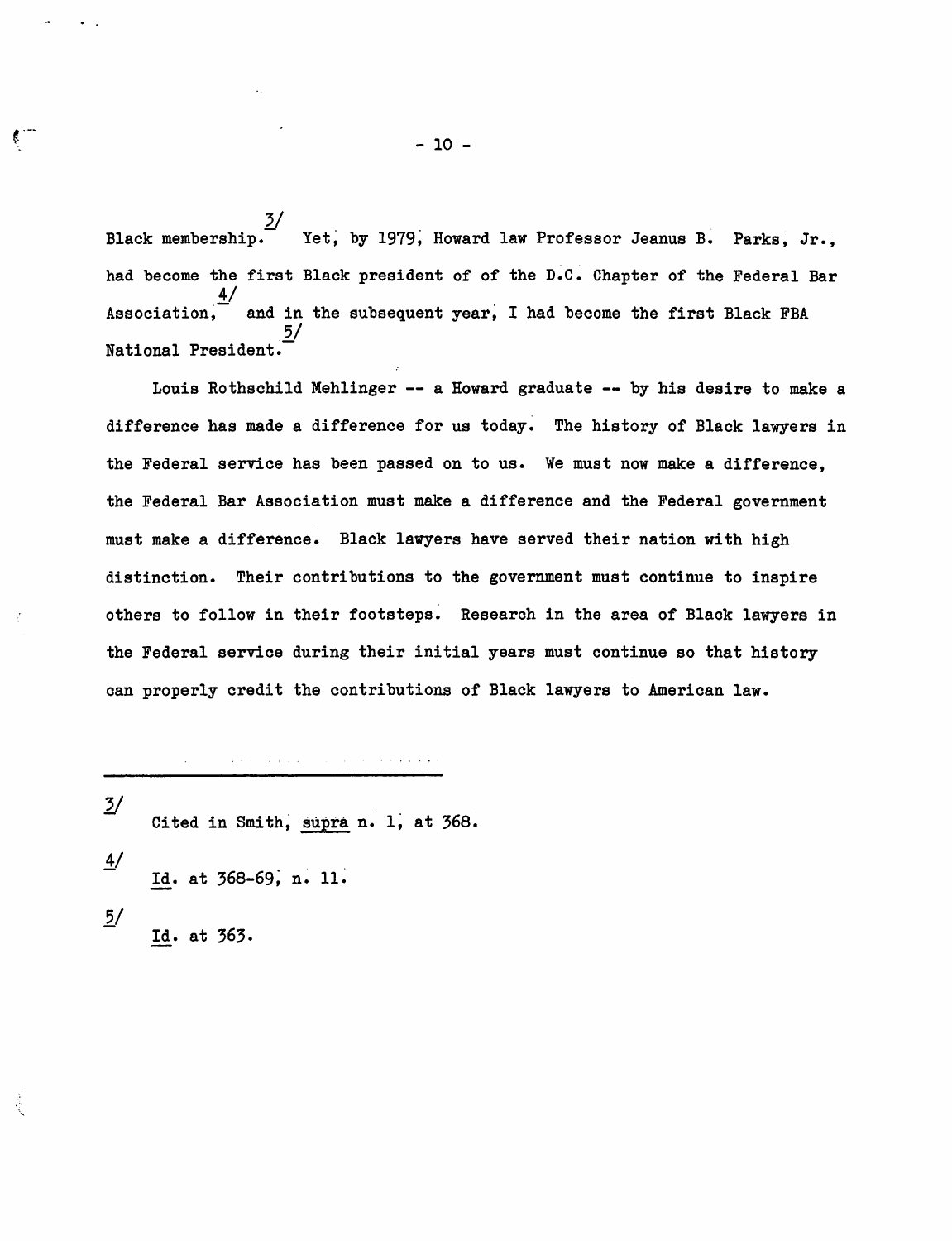Black membership.[3] Yet, by 1979, Howard law Professor Jeanus B. Parks, Jr., had become the first Black president of of the D.C. Chapter of the Federal Bar Association,[4] and in the subsequent year, I had become the first Black FBA National President.[5]

Louis Rothschild Mehlinger -- a Howard graduate -- by his desire to make a difference has made a difference for us today. The history of Black lawyers in the Federal service has been passed on to us. We must now make a difference, the Federal Bar Association must make a difference and the Federal government must make a difference. Black lawyers have served their nation with high distinction. Their contributions to the government must continue to inspire others to follow in their footsteps. Research in the area of Black lawyers in the Federal service during their initial years must continue so that history can properly credit the contributions of Black lawyers to American law.

---

3/ Cited in Smith, *supra* n. 1, at 368.

4/ *Id.* at 368-69, n. 11.

5/ *Id.* at 363.